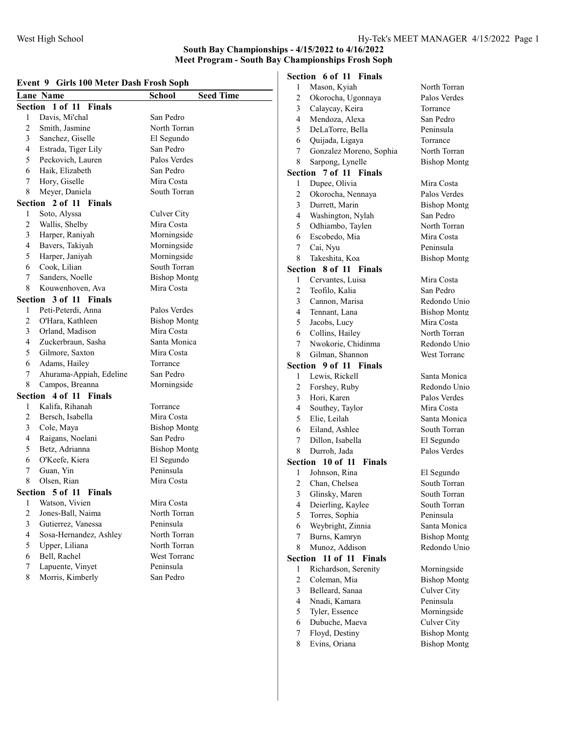## South Bay Championships - 4/15/2022 to 4/16/2022
## Meet Program - South Bay Championships Frosh Soph

### Event 9 Girls 100 Meter Dash Frosh Soph

| Lane | Name | School | Seed Time |
|---|---|---|---|
| **Section 1 of 11 Finals** | | | |
| 1 | Davis, Mi'chal | San Pedro | |
| 2 | Smith, Jasmine | North Torran | |
| 3 | Sanchez, Giselle | El Segundo | |
| 4 | Estrada, Tiger Lily | San Pedro | |
| 5 | Peckovich, Lauren | Palos Verdes | |
| 6 | Haik, Elizabeth | San Pedro | |
| 7 | Hory, Giselle | Mira Costa | |
| 8 | Meyer, Daniela | South Torran | |
| **Section 2 of 11 Finals** | | | |
| 1 | Soto, Alyssa | Culver City | |
| 2 | Wallis, Shelby | Mira Costa | |
| 3 | Harper, Raniyah | Morningside | |
| 4 | Bavers, Takiyah | Morningside | |
| 5 | Harper, Janiyah | Morningside | |
| 6 | Cook, Lilian | South Torran | |
| 7 | Sanders, Noelle | Bishop Montg | |
| 8 | Kouwenhoven, Ava | Mira Costa | |
| **Section 3 of 11 Finals** | | | |
| 1 | Peti-Peterdi, Anna | Palos Verdes | |
| 2 | O'Hara, Kathleen | Bishop Montg | |
| 3 | Orland, Madison | Mira Costa | |
| 4 | Zuckerbraun, Sasha | Santa Monica | |
| 5 | Gilmore, Saxton | Mira Costa | |
| 6 | Adams, Hailey | Torrance | |
| 7 | Ahurama-Appiah, Edeline | San Pedro | |
| 8 | Campos, Breanna | Morningside | |
| **Section 4 of 11 Finals** | | | |
| 1 | Kalifa, Rihanah | Torrance | |
| 2 | Bersch, Isabella | Mira Costa | |
| 3 | Cole, Maya | Bishop Montg | |
| 4 | Raigans, Noelani | San Pedro | |
| 5 | Betz, Adrianna | Bishop Montg | |
| 6 | O'Keefe, Kiera | El Segundo | |
| 7 | Guan, Yin | Peninsula | |
| 8 | Olsen, Rian | Mira Costa | |
| **Section 5 of 11 Finals** | | | |
| 1 | Watson, Vivien | Mira Costa | |
| 2 | Jones-Ball, Naima | North Torran | |
| 3 | Gutierrez, Vanessa | Peninsula | |
| 4 | Sosa-Hernandez, Ashley | North Torran | |
| 5 | Upper, Liliana | North Torran | |
| 6 | Bell, Rachel | West Torranc | |
| 7 | Lapuente, Vinyet | Peninsula | |
| 8 | Morris, Kimberly | San Pedro | |
| **Section 6 of 11 Finals** | | | |
| 1 | Mason, Kyiah | North Torran | |
| 2 | Okorocha, Ugonnaya | Palos Verdes | |
| 3 | Calaycay, Keira | Torrance | |
| 4 | Mendoza, Alexa | San Pedro | |
| 5 | DeLaTorre, Bella | Peninsula | |
| 6 | Quijada, Ligaya | Torrance | |
| 7 | Gonzalez Moreno, Sophia | North Torran | |
| 8 | Sarpong, Lynelle | Bishop Montg | |
| **Section 7 of 11 Finals** | | | |
| 1 | Dupee, Olivia | Mira Costa | |
| 2 | Okorocha, Nennaya | Palos Verdes | |
| 3 | Durrett, Marin | Bishop Montg | |
| 4 | Washington, Nylah | San Pedro | |
| 5 | Odhiambo, Taylen | North Torran | |
| 6 | Escobedo, Mia | Mira Costa | |
| 7 | Cai, Nyu | Peninsula | |
| 8 | Takeshita, Koa | Bishop Montg | |
| **Section 8 of 11 Finals** | | | |
| 1 | Cervantes, Luisa | Mira Costa | |
| 2 | Teofilo, Kalia | San Pedro | |
| 3 | Cannon, Marisa | Redondo Unio | |
| 4 | Tennant, Lana | Bishop Montg | |
| 5 | Jacobs, Lucy | Mira Costa | |
| 6 | Collins, Hailey | North Torran | |
| 7 | Nwokorie, Chidinma | Redondo Unio | |
| 8 | Gilman, Shannon | West Torranc | |
| **Section 9 of 11 Finals** | | | |
| 1 | Lewis, Rickell | Santa Monica | |
| 2 | Forshey, Ruby | Redondo Unio | |
| 3 | Hori, Karen | Palos Verdes | |
| 4 | Southey, Taylor | Mira Costa | |
| 5 | Elie, Leilah | Santa Monica | |
| 6 | Eiland, Ashlee | South Torran | |
| 7 | Dillon, Isabella | El Segundo | |
| 8 | Durroh, Jada | Palos Verdes | |
| **Section 10 of 11 Finals** | | | |
| 1 | Johnson, Rina | El Segundo | |
| 2 | Chan, Chelsea | South Torran | |
| 3 | Glinsky, Maren | South Torran | |
| 4 | Deierling, Kaylee | South Torran | |
| 5 | Torres, Sophia | Peninsula | |
| 6 | Weybright, Zinnia | Santa Monica | |
| 7 | Burns, Kamryn | Bishop Montg | |
| 8 | Munoz, Addison | Redondo Unio | |
| **Section 11 of 11 Finals** | | | |
| 1 | Richardson, Serenity | Morningside | |
| 2 | Coleman, Mia | Bishop Montg | |
| 3 | Belleard, Sanaa | Culver City | |
| 4 | Nnadi, Kamara | Peninsula | |
| 5 | Tyler, Essence | Morningside | |
| 6 | Dubuche, Maeva | Culver City | |
| 7 | Floyd, Destiny | Bishop Montg | |
| 8 | Evins, Oriana | Bishop Montg | |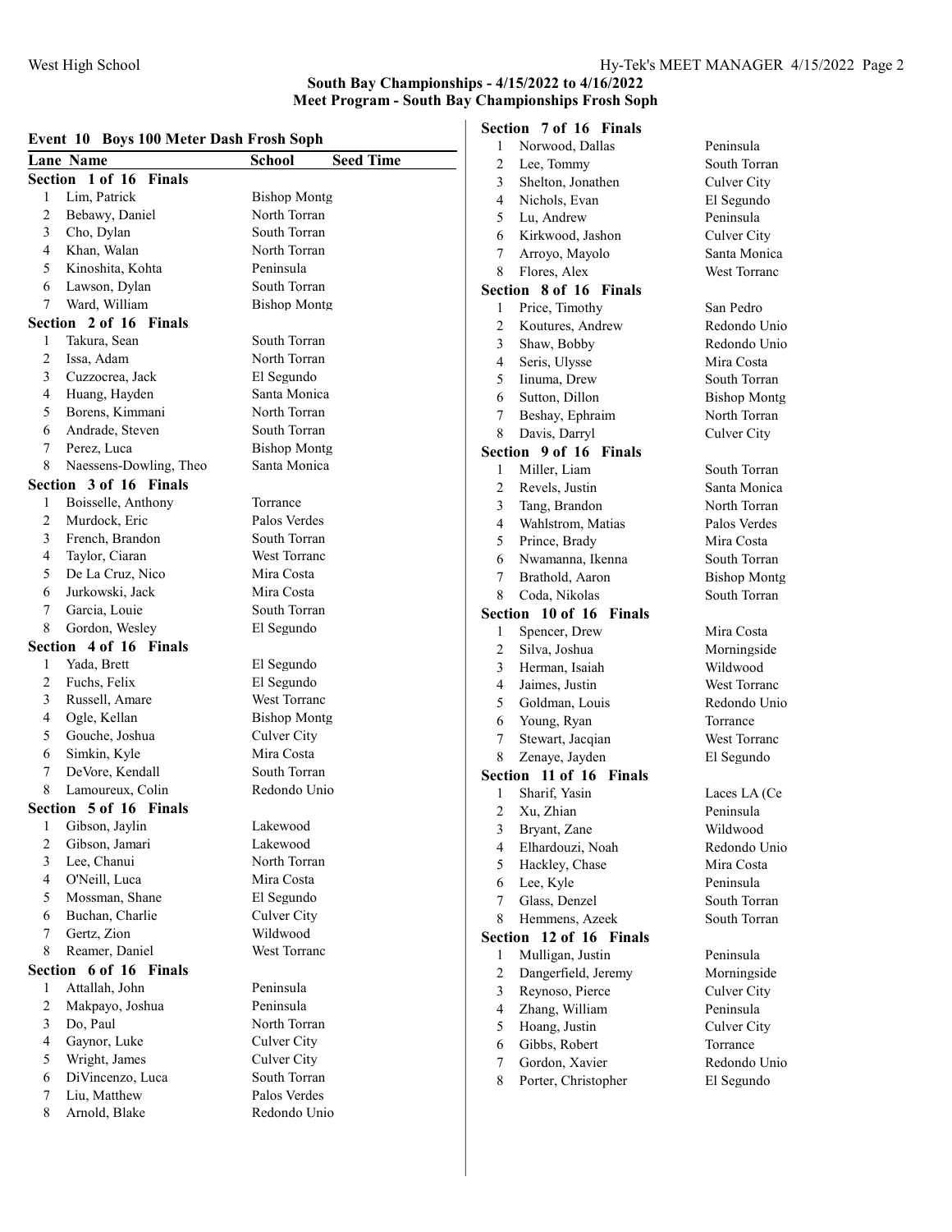## South Bay Championships - 4/15/2022 to 4/16/2022
## Meet Program - South Bay Championships Frosh Soph

### Event 10 Boys 100 Meter Dash Frosh Soph

| Lane | Name | School | Seed Time |
|---|---|---|---|
| **Section 1 of 16 Finals** | | | |
| 1 | Lim, Patrick | Bishop Montg | |
| 2 | Bebawy, Daniel | North Torran | |
| 3 | Cho, Dylan | South Torran | |
| 4 | Khan, Walan | North Torran | |
| 5 | Kinoshita, Kohta | Peninsula | |
| 6 | Lawson, Dylan | South Torran | |
| 7 | Ward, William | Bishop Montg | |
| **Section 2 of 16 Finals** | | | |
| 1 | Takura, Sean | South Torran | |
| 2 | Issa, Adam | North Torran | |
| 3 | Cuzzocrea, Jack | El Segundo | |
| 4 | Huang, Hayden | Santa Monica | |
| 5 | Borens, Kimmani | North Torran | |
| 6 | Andrade, Steven | South Torran | |
| 7 | Perez, Luca | Bishop Montg | |
| 8 | Naessens-Dowling, Theo | Santa Monica | |
| **Section 3 of 16 Finals** | | | |
| 1 | Boisselle, Anthony | Torrance | |
| 2 | Murdock, Eric | Palos Verdes | |
| 3 | French, Brandon | South Torran | |
| 4 | Taylor, Ciaran | West Torranc | |
| 5 | De La Cruz, Nico | Mira Costa | |
| 6 | Jurkowski, Jack | Mira Costa | |
| 7 | Garcia, Louie | South Torran | |
| 8 | Gordon, Wesley | El Segundo | |
| **Section 4 of 16 Finals** | | | |
| 1 | Yada, Brett | El Segundo | |
| 2 | Fuchs, Felix | El Segundo | |
| 3 | Russell, Amare | West Torranc | |
| 4 | Ogle, Kellan | Bishop Montg | |
| 5 | Gouche, Joshua | Culver City | |
| 6 | Simkin, Kyle | Mira Costa | |
| 7 | DeVore, Kendall | South Torran | |
| 8 | Lamoureux, Colin | Redondo Unio | |
| **Section 5 of 16 Finals** | | | |
| 1 | Gibson, Jaylin | Lakewood | |
| 2 | Gibson, Jamari | Lakewood | |
| 3 | Lee, Chanui | North Torran | |
| 4 | O'Neill, Luca | Mira Costa | |
| 5 | Mossman, Shane | El Segundo | |
| 6 | Buchan, Charlie | Culver City | |
| 7 | Gertz, Zion | Wildwood | |
| 8 | Reamer, Daniel | West Torranc | |
| **Section 6 of 16 Finals** | | | |
| 1 | Attallah, John | Peninsula | |
| 2 | Makpayo, Joshua | Peninsula | |
| 3 | Do, Paul | North Torran | |
| 4 | Gaynor, Luke | Culver City | |
| 5 | Wright, James | Culver City | |
| 6 | DiVincenzo, Luca | South Torran | |
| 7 | Liu, Matthew | Palos Verdes | |
| 8 | Arnold, Blake | Redondo Unio | |
| **Section 7 of 16 Finals** | | | |
| 1 | Norwood, Dallas | Peninsula | |
| 2 | Lee, Tommy | South Torran | |
| 3 | Shelton, Jonathen | Culver City | |
| 4 | Nichols, Evan | El Segundo | |
| 5 | Lu, Andrew | Peninsula | |
| 6 | Kirkwood, Jashon | Culver City | |
| 7 | Arroyo, Mayolo | Santa Monica | |
| 8 | Flores, Alex | West Torranc | |
| **Section 8 of 16 Finals** | | | |
| 1 | Price, Timothy | San Pedro | |
| 2 | Koutures, Andrew | Redondo Unio | |
| 3 | Shaw, Bobby | Redondo Unio | |
| 4 | Seris, Ulysse | Mira Costa | |
| 5 | Iinuma, Drew | South Torran | |
| 6 | Sutton, Dillon | Bishop Montg | |
| 7 | Beshay, Ephraim | North Torran | |
| 8 | Davis, Darryl | Culver City | |
| **Section 9 of 16 Finals** | | | |
| 1 | Miller, Liam | South Torran | |
| 2 | Revels, Justin | Santa Monica | |
| 3 | Tang, Brandon | North Torran | |
| 4 | Wahlstrom, Matias | Palos Verdes | |
| 5 | Prince, Brady | Mira Costa | |
| 6 | Nwamanna, Ikenna | South Torran | |
| 7 | Brathold, Aaron | Bishop Montg | |
| 8 | Coda, Nikolas | South Torran | |
| **Section 10 of 16 Finals** | | | |
| 1 | Spencer, Drew | Mira Costa | |
| 2 | Silva, Joshua | Morningside | |
| 3 | Herman, Isaiah | Wildwood | |
| 4 | Jaimes, Justin | West Torranc | |
| 5 | Goldman, Louis | Redondo Unio | |
| 6 | Young, Ryan | Torrance | |
| 7 | Stewart, Jacqian | West Torranc | |
| 8 | Zenaye, Jayden | El Segundo | |
| **Section 11 of 16 Finals** | | | |
| 1 | Sharif, Yasin | Laces LA (Ce | |
| 2 | Xu, Zhian | Peninsula | |
| 3 | Bryant, Zane | Wildwood | |
| 4 | Elhardouzi, Noah | Redondo Unio | |
| 5 | Hackley, Chase | Mira Costa | |
| 6 | Lee, Kyle | Peninsula | |
| 7 | Glass, Denzel | South Torran | |
| 8 | Hemmens, Azeek | South Torran | |
| **Section 12 of 16 Finals** | | | |
| 1 | Mulligan, Justin | Peninsula | |
| 2 | Dangerfield, Jeremy | Morningside | |
| 3 | Reynoso, Pierce | Culver City | |
| 4 | Zhang, William | Peninsula | |
| 5 | Hoang, Justin | Culver City | |
| 6 | Gibbs, Robert | Torrance | |
| 7 | Gordon, Xavier | Redondo Unio | |
| 8 | Porter, Christopher | El Segundo | |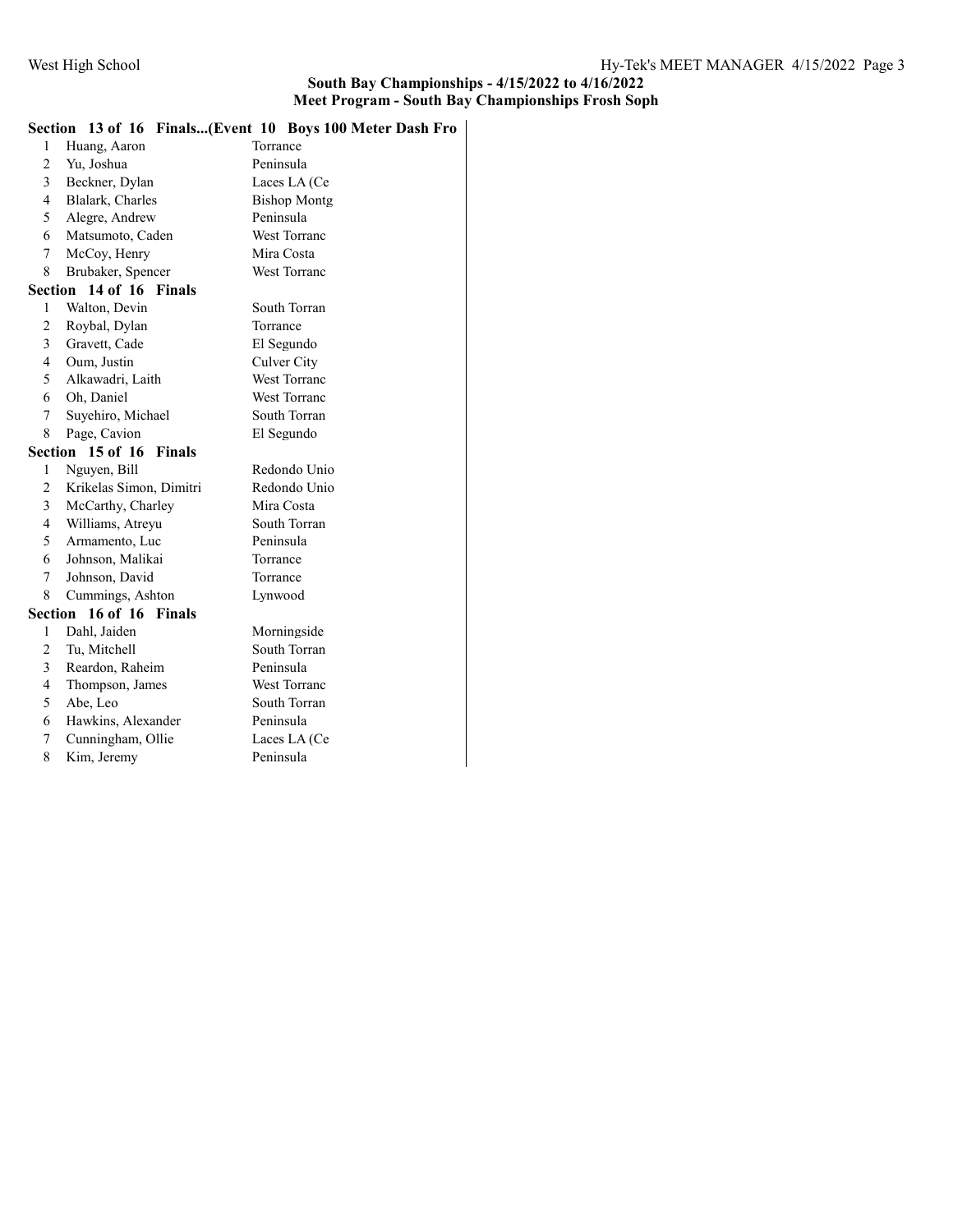South Bay Championships - 4/15/2022 to 4/16/2022

Meet Program - South Bay Championships Frosh Soph

**Section 13 of 16 Finals...(Event 10 Boys 100 Meter Dash Fro**

| | | |
|---|---|---|
| 1 | Huang, Aaron | Torrance |
| 2 | Yu, Joshua | Peninsula |
| 3 | Beckner, Dylan | Laces LA (Ce |
| 4 | Blalark, Charles | Bishop Montg |
| 5 | Alegre, Andrew | Peninsula |
| 6 | Matsumoto, Caden | West Torranc |
| 7 | McCoy, Henry | Mira Costa |
| 8 | Brubaker, Spencer | West Torranc |

**Section 14 of 16 Finals**

| | | |
|---|---|---|
| 1 | Walton, Devin | South Torran |
| 2 | Roybal, Dylan | Torrance |
| 3 | Gravett, Cade | El Segundo |
| 4 | Oum, Justin | Culver City |
| 5 | Alkawadri, Laith | West Torranc |
| 6 | Oh, Daniel | West Torranc |
| 7 | Suyehiro, Michael | South Torran |
| 8 | Page, Cavion | El Segundo |

**Section 15 of 16 Finals**

| | | |
|---|---|---|
| 1 | Nguyen, Bill | Redondo Unio |
| 2 | Krikelas Simon, Dimitri | Redondo Unio |
| 3 | McCarthy, Charley | Mira Costa |
| 4 | Williams, Atreyu | South Torran |
| 5 | Armamento, Luc | Peninsula |
| 6 | Johnson, Malikai | Torrance |
| 7 | Johnson, David | Torrance |
| 8 | Cummings, Ashton | Lynwood |

**Section 16 of 16 Finals**

| | | |
|---|---|---|
| 1 | Dahl, Jaiden | Morningside |
| 2 | Tu, Mitchell | South Torran |
| 3 | Reardon, Raheim | Peninsula |
| 4 | Thompson, James | West Torranc |
| 5 | Abe, Leo | South Torran |
| 6 | Hawkins, Alexander | Peninsula |
| 7 | Cunningham, Ollie | Laces LA (Ce |
| 8 | Kim, Jeremy | Peninsula |